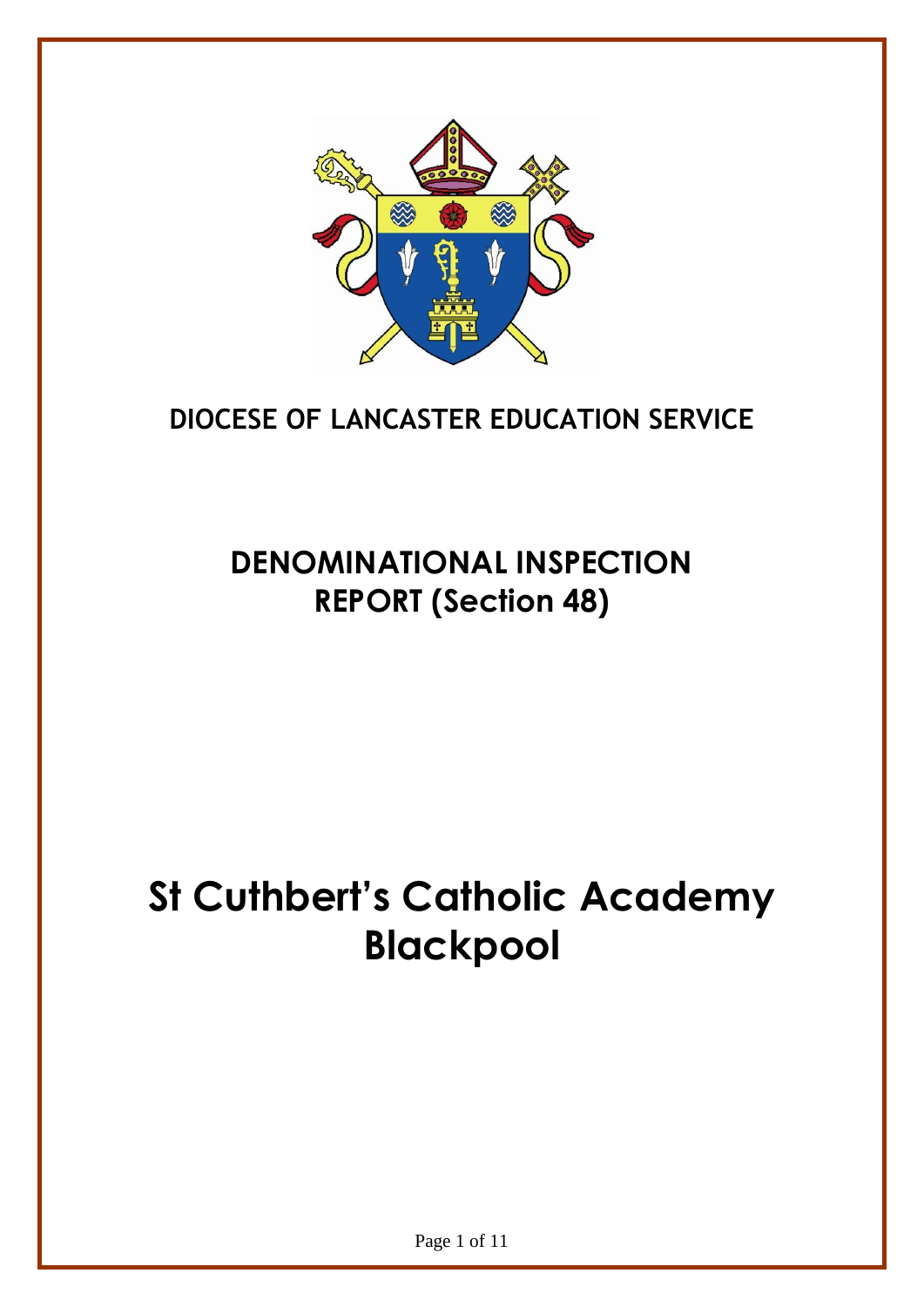## DIOCESE OF LANCASTER EDUCATION SERVICE

## DENOMINATIONAL INSPECTION REPORT (Section 48)

# St Cuthbert's Catholic Academy Blackpool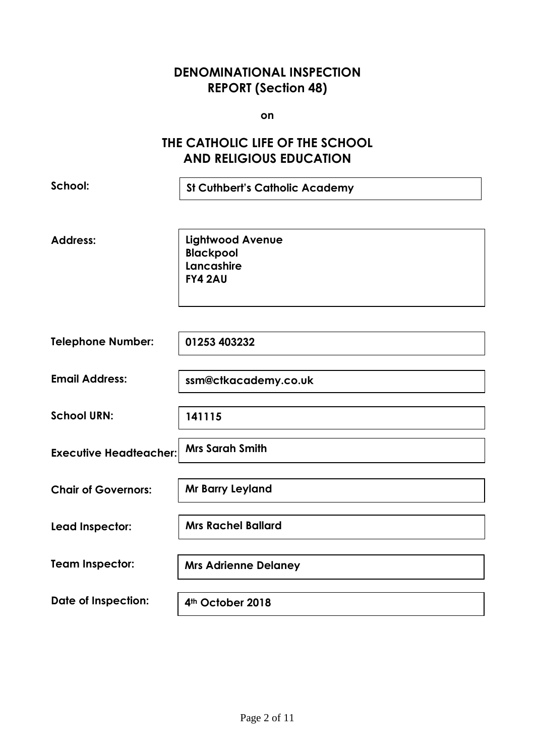# DENOMINATIONAL INSPECTION REPORT (Section 48)

**on**

# THE CATHOLIC LIFE OF THE SCHOOL AND RELIGIOUS EDUCATION

| | |
|---|---|
| **School:** | **St Cuthbert's Catholic Academy** |
| **Address:** | **Lightwood Avenue**<br>**Blackpool**<br>**Lancashire**<br>**FY4 2AU** |
| **Telephone Number:** | **01253 403232** |
| **Email Address:** | **ssm@ctkacademy.co.uk** |
| **School URN:** | **141115** |
| **Executive Headteacher:** | **Mrs Sarah Smith** |
| **Chair of Governors:** | **Mr Barry Leyland** |
| **Lead Inspector:** | **Mrs Rachel Ballard** |
| **Team Inspector:** | **Mrs Adrienne Delaney** |
| **Date of Inspection:** | **4th October 2018** |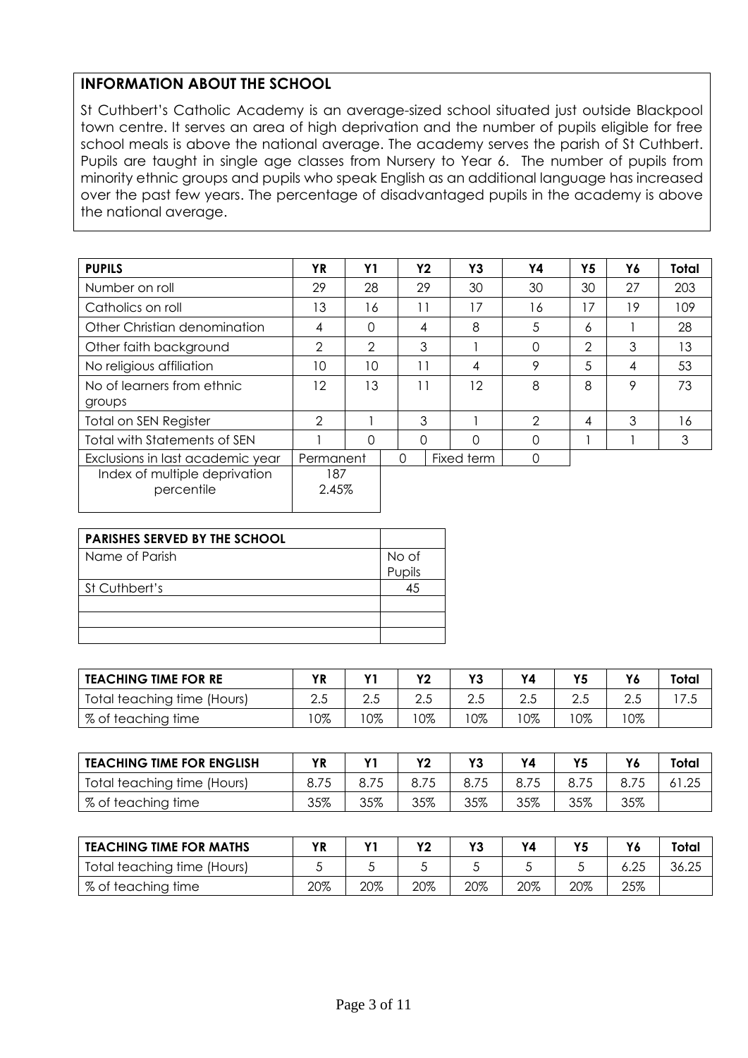## INFORMATION ABOUT THE SCHOOL

St Cuthbert's Catholic Academy is an average-sized school situated just outside Blackpool town centre. It serves an area of high deprivation and the number of pupils eligible for free school meals is above the national average. The academy serves the parish of St Cuthbert. Pupils are taught in single age classes from Nursery to Year 6. The number of pupils from minority ethnic groups and pupils who speak English as an additional language has increased over the past few years. The percentage of disadvantaged pupils in the academy is above the national average.

| PUPILS | YR | Y1 | Y2 | Y3 | Y4 | Y5 | Y6 | Total |
|---|---|---|---|---|---|---|---|---|
| Number on roll | 29 | 28 | 29 | 30 | 30 | 30 | 27 | 203 |
| Catholics on roll | 13 | 16 | 11 | 17 | 16 | 17 | 19 | 109 |
| Other Christian denomination | 4 | 0 | 4 | 8 | 5 | 6 | 1 | 28 |
| Other faith background | 2 | 2 | 3 | 1 | 0 | 2 | 3 | 13 |
| No religious affiliation | 10 | 10 | 11 | 4 | 9 | 5 | 4 | 53 |
| No of learners from ethnic groups | 12 | 13 | 11 | 12 | 8 | 8 | 9 | 73 |
| Total on SEN Register | 2 | 1 | 3 | 1 | 2 | 4 | 3 | 16 |
| Total with Statements of SEN | 1 | 0 | 0 | 0 | 0 | 1 | 1 | 3 |
| Exclusions in last academic year | Permanent | | 0 | Fixed term | 0 | | | |
| Index of multiple deprivation percentile | 187 2.45% | | | | | | | |

| PARISHES SERVED BY THE SCHOOL | |
|---|---|
| Name of Parish | No of Pupils |
| St Cuthbert's | 45 |
| | |
| | |
| | |

| TEACHING TIME FOR RE | YR | Y1 | Y2 | Y3 | Y4 | Y5 | Y6 | Total |
|---|---|---|---|---|---|---|---|---|
| Total teaching time (Hours) | 2.5 | 2.5 | 2.5 | 2.5 | 2.5 | 2.5 | 2.5 | 17.5 |
| % of teaching time | 10% | 10% | 10% | 10% | 10% | 10% | 10% | |

| TEACHING TIME FOR ENGLISH | YR | Y1 | Y2 | Y3 | Y4 | Y5 | Y6 | Total |
|---|---|---|---|---|---|---|---|---|
| Total teaching time (Hours) | 8.75 | 8.75 | 8.75 | 8.75 | 8.75 | 8.75 | 8.75 | 61.25 |
| % of teaching time | 35% | 35% | 35% | 35% | 35% | 35% | 35% | |

| TEACHING TIME FOR MATHS | YR | Y1 | Y2 | Y3 | Y4 | Y5 | Y6 | Total |
|---|---|---|---|---|---|---|---|---|
| Total teaching time (Hours) | 5 | 5 | 5 | 5 | 5 | 5 | 6.25 | 36.25 |
| % of teaching time | 20% | 20% | 20% | 20% | 20% | 20% | 25% | |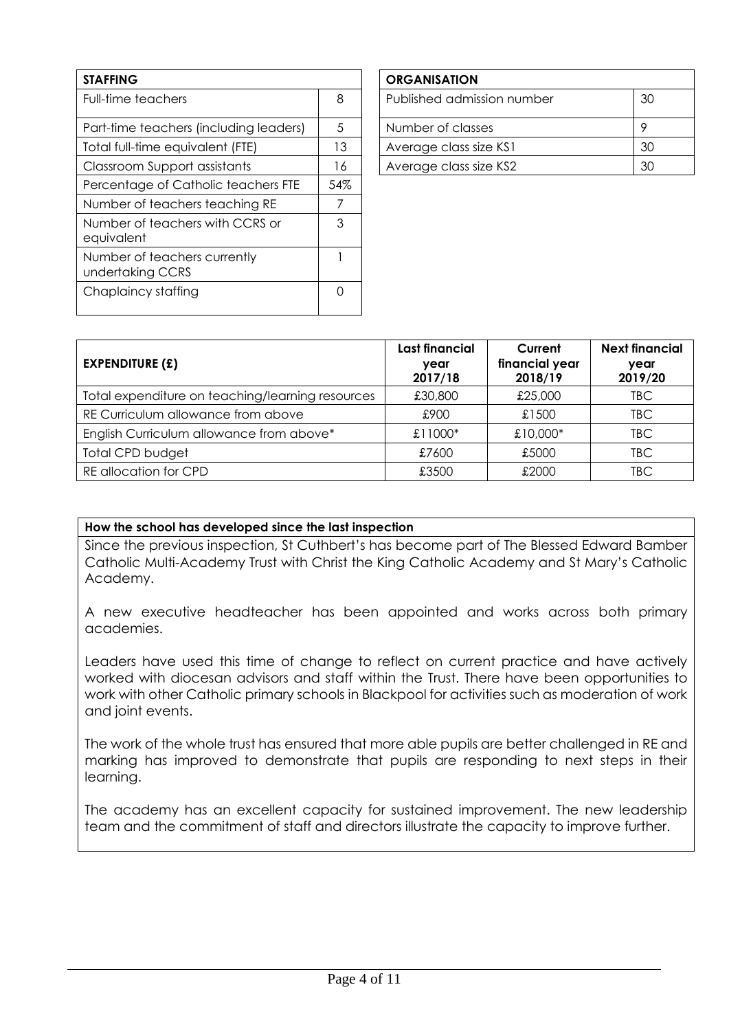| STAFFING | |
|---|---|
| Full-time teachers | 8 |
| Part-time teachers (including leaders) | 5 |
| Total full-time equivalent (FTE) | 13 |
| Classroom Support assistants | 16 |
| Percentage of Catholic teachers FTE | 54% |
| Number of teachers teaching RE | 7 |
| Number of teachers with CCRS or equivalent | 3 |
| Number of teachers currently undertaking CCRS | 1 |
| Chaplaincy staffing | 0 |

| ORGANISATION | |
|---|---|
| Published admission number | 30 |
| Number of classes | 9 |
| Average class size KS1 | 30 |
| Average class size KS2 | 30 |

| EXPENDITURE (£) | Last financial year 2017/18 | Current financial year 2018/19 | Next financial year 2019/20 |
|---|---|---|---|
| Total expenditure on teaching/learning resources | £30,800 | £25,000 | TBC |
| RE Curriculum allowance from above | £900 | £1500 | TBC |
| English Curriculum allowance from above* | £11000* | £10,000* | TBC |
| Total CPD budget | £7600 | £5000 | TBC |
| RE allocation for CPD | £3500 | £2000 | TBC |

**How the school has developed since the last inspection**

Since the previous inspection, St Cuthbert's has become part of The Blessed Edward Bamber Catholic Multi-Academy Trust with Christ the King Catholic Academy and St Mary's Catholic Academy.

A new executive headteacher has been appointed and works across both primary academies.

Leaders have used this time of change to reflect on current practice and have actively worked with diocesan advisors and staff within the Trust. There have been opportunities to work with other Catholic primary schools in Blackpool for activities such as moderation of work and joint events.

The work of the whole trust has ensured that more able pupils are better challenged in RE and marking has improved to demonstrate that pupils are responding to next steps in their learning.

The academy has an excellent capacity for sustained improvement. The new leadership team and the commitment of staff and directors illustrate the capacity to improve further.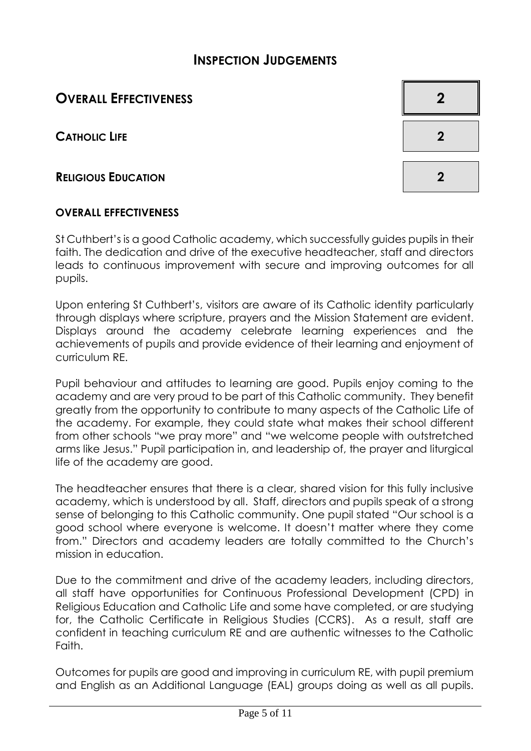# INSPECTION JUDGEMENTS

| | |
|---|---|
| **OVERALL EFFECTIVENESS** | **2** |
| **CATHOLIC LIFE** | **2** |
| **RELIGIOUS EDUCATION** | **2** |

## OVERALL EFFECTIVENESS

St Cuthbert's is a good Catholic academy, which successfully guides pupils in their faith. The dedication and drive of the executive headteacher, staff and directors leads to continuous improvement with secure and improving outcomes for all pupils.

Upon entering St Cuthbert's, visitors are aware of its Catholic identity particularly through displays where scripture, prayers and the Mission Statement are evident. Displays around the academy celebrate learning experiences and the achievements of pupils and provide evidence of their learning and enjoyment of curriculum RE.

Pupil behaviour and attitudes to learning are good. Pupils enjoy coming to the academy and are very proud to be part of this Catholic community. They benefit greatly from the opportunity to contribute to many aspects of the Catholic Life of the academy. For example, they could state what makes their school different from other schools "we pray more" and "we welcome people with outstretched arms like Jesus." Pupil participation in, and leadership of, the prayer and liturgical life of the academy are good.

The headteacher ensures that there is a clear, shared vision for this fully inclusive academy, which is understood by all. Staff, directors and pupils speak of a strong sense of belonging to this Catholic community. One pupil stated "Our school is a good school where everyone is welcome. It doesn't matter where they come from." Directors and academy leaders are totally committed to the Church's mission in education.

Due to the commitment and drive of the academy leaders, including directors, all staff have opportunities for Continuous Professional Development (CPD) in Religious Education and Catholic Life and some have completed, or are studying for, the Catholic Certificate in Religious Studies (CCRS). As a result, staff are confident in teaching curriculum RE and are authentic witnesses to the Catholic Faith.

Outcomes for pupils are good and improving in curriculum RE, with pupil premium and English as an Additional Language (EAL) groups doing as well as all pupils.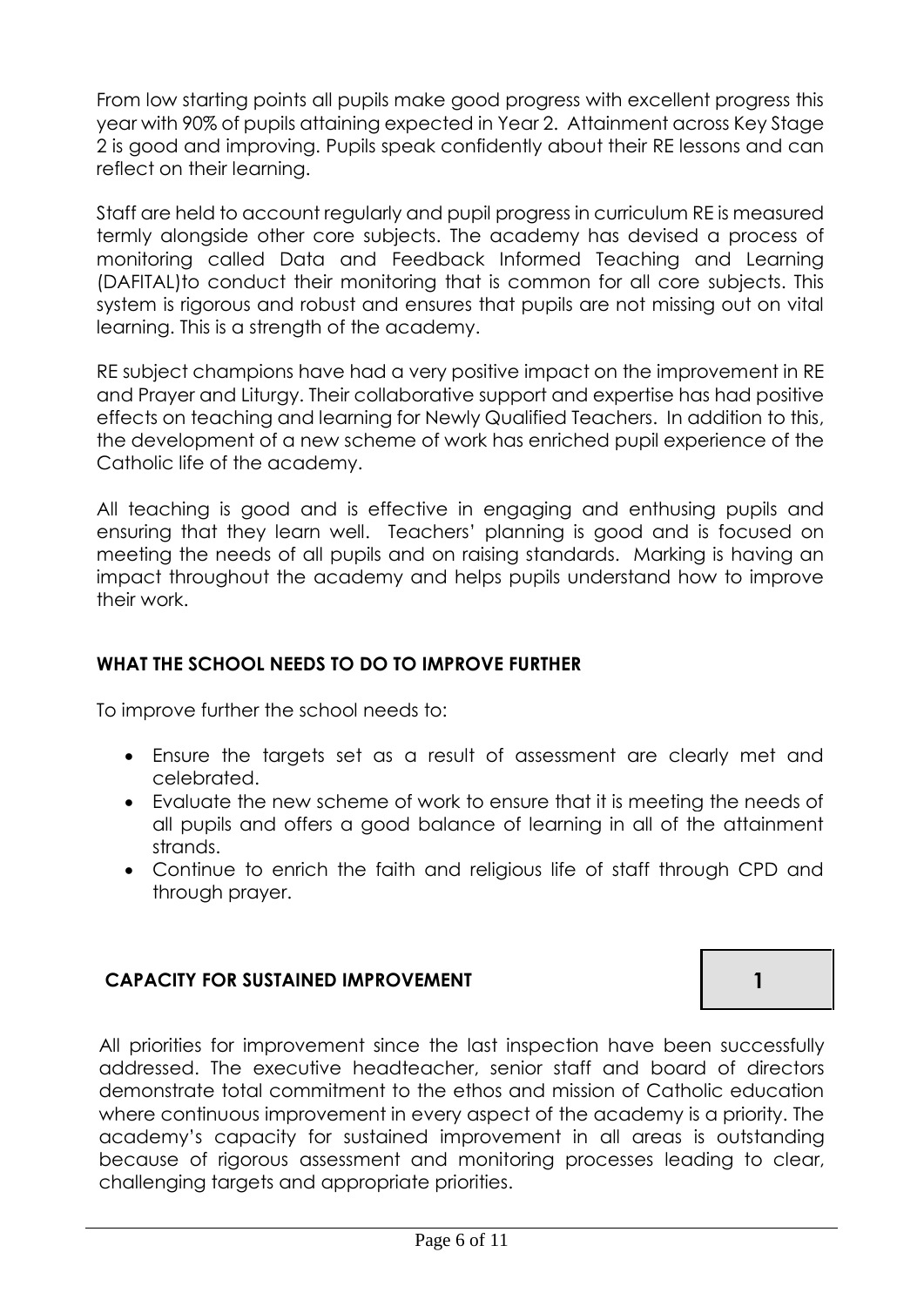From low starting points all pupils make good progress with excellent progress this year with 90% of pupils attaining expected in Year 2. Attainment across Key Stage 2 is good and improving. Pupils speak confidently about their RE lessons and can reflect on their learning.

Staff are held to account regularly and pupil progress in curriculum RE is measured termly alongside other core subjects. The academy has devised a process of monitoring called Data and Feedback Informed Teaching and Learning (DAFITAL)to conduct their monitoring that is common for all core subjects. This system is rigorous and robust and ensures that pupils are not missing out on vital learning. This is a strength of the academy.

RE subject champions have had a very positive impact on the improvement in RE and Prayer and Liturgy. Their collaborative support and expertise has had positive effects on teaching and learning for Newly Qualified Teachers. In addition to this, the development of a new scheme of work has enriched pupil experience of the Catholic life of the academy.

All teaching is good and is effective in engaging and enthusing pupils and ensuring that they learn well. Teachers' planning is good and is focused on meeting the needs of all pupils and on raising standards. Marking is having an impact throughout the academy and helps pupils understand how to improve their work.

## WHAT THE SCHOOL NEEDS TO DO TO IMPROVE FURTHER

To improve further the school needs to:

- Ensure the targets set as a result of assessment are clearly met and celebrated.
- Evaluate the new scheme of work to ensure that it is meeting the needs of all pupils and offers a good balance of learning in all of the attainment strands.
- Continue to enrich the faith and religious life of staff through CPD and through prayer.

## CAPACITY FOR SUSTAINED IMPROVEMENT

| CAPACITY FOR SUSTAINED IMPROVEMENT | 1 |
| --- | --- |

All priorities for improvement since the last inspection have been successfully addressed. The executive headteacher, senior staff and board of directors demonstrate total commitment to the ethos and mission of Catholic education where continuous improvement in every aspect of the academy is a priority. The academy's capacity for sustained improvement in all areas is outstanding because of rigorous assessment and monitoring processes leading to clear, challenging targets and appropriate priorities.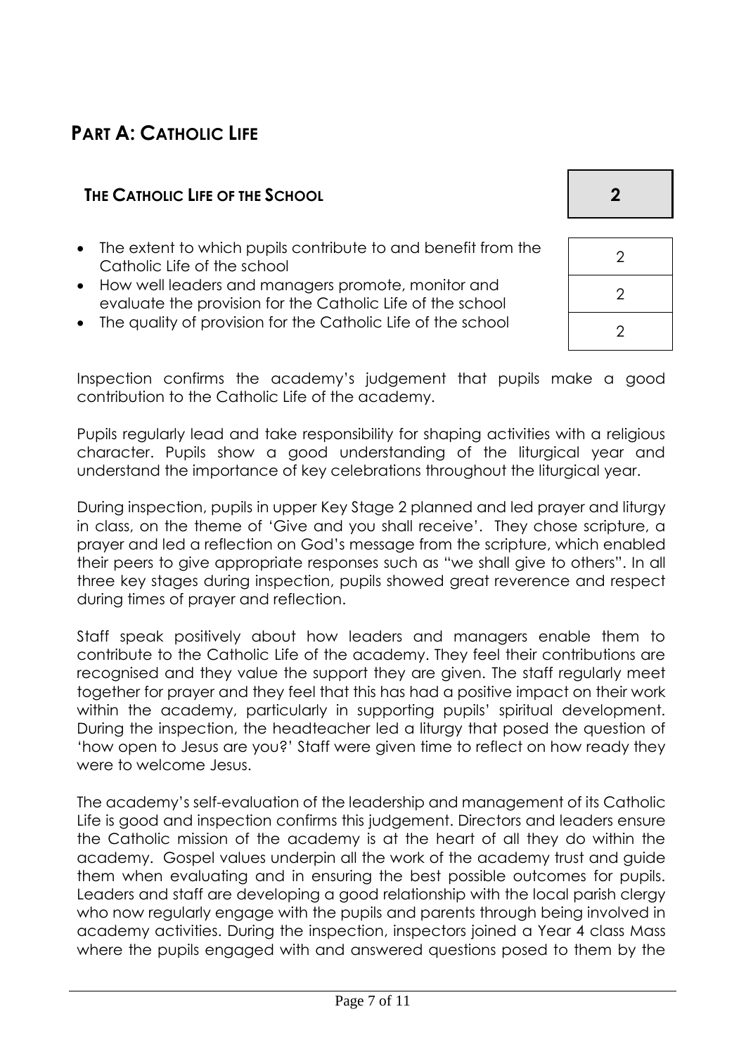## PART A: CATHOLIC LIFE

| THE CATHOLIC LIFE OF THE SCHOOL | 2 |
|---|---|
| The extent to which pupils contribute to and benefit from the Catholic Life of the school | 2 |
| How well leaders and managers promote, monitor and evaluate the provision for the Catholic Life of the school | 2 |
| The quality of provision for the Catholic Life of the school | 2 |

Inspection confirms the academy's judgement that pupils make a good contribution to the Catholic Life of the academy.

Pupils regularly lead and take responsibility for shaping activities with a religious character. Pupils show a good understanding of the liturgical year and understand the importance of key celebrations throughout the liturgical year.

During inspection, pupils in upper Key Stage 2 planned and led prayer and liturgy in class, on the theme of 'Give and you shall receive'. They chose scripture, a prayer and led a reflection on God's message from the scripture, which enabled their peers to give appropriate responses such as "we shall give to others". In all three key stages during inspection, pupils showed great reverence and respect during times of prayer and reflection.

Staff speak positively about how leaders and managers enable them to contribute to the Catholic Life of the academy. They feel their contributions are recognised and they value the support they are given. The staff regularly meet together for prayer and they feel that this has had a positive impact on their work within the academy, particularly in supporting pupils' spiritual development. During the inspection, the headteacher led a liturgy that posed the question of 'how open to Jesus are you?' Staff were given time to reflect on how ready they were to welcome Jesus.

The academy's self-evaluation of the leadership and management of its Catholic Life is good and inspection confirms this judgement. Directors and leaders ensure the Catholic mission of the academy is at the heart of all they do within the academy. Gospel values underpin all the work of the academy trust and guide them when evaluating and in ensuring the best possible outcomes for pupils. Leaders and staff are developing a good relationship with the local parish clergy who now regularly engage with the pupils and parents through being involved in academy activities. During the inspection, inspectors joined a Year 4 class Mass where the pupils engaged with and answered questions posed to them by the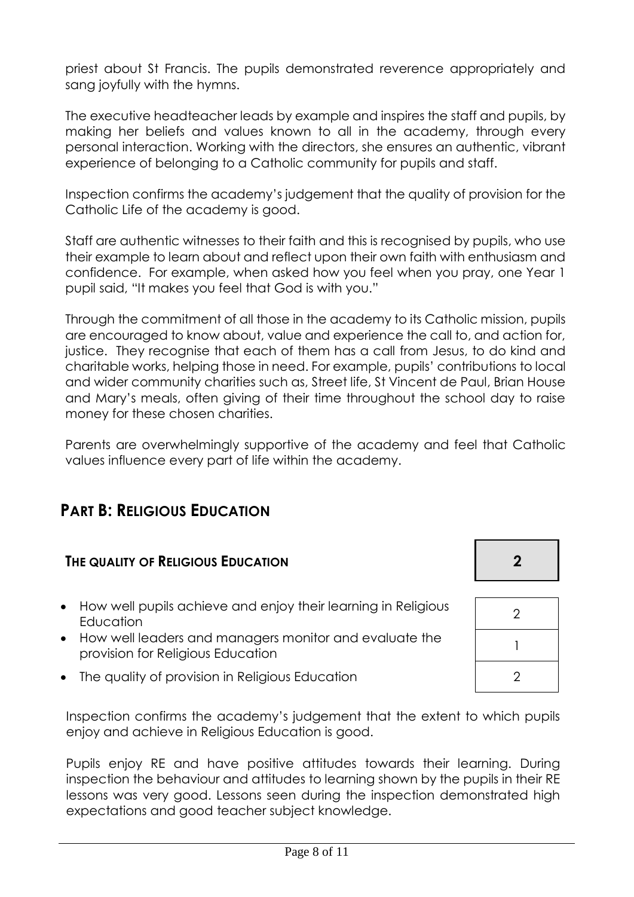priest about St Francis. The pupils demonstrated reverence appropriately and sang joyfully with the hymns.

The executive headteacher leads by example and inspires the staff and pupils, by making her beliefs and values known to all in the academy, through every personal interaction. Working with the directors, she ensures an authentic, vibrant experience of belonging to a Catholic community for pupils and staff.

Inspection confirms the academy's judgement that the quality of provision for the Catholic Life of the academy is good.

Staff are authentic witnesses to their faith and this is recognised by pupils, who use their example to learn about and reflect upon their own faith with enthusiasm and confidence. For example, when asked how you feel when you pray, one Year 1 pupil said, "It makes you feel that God is with you."

Through the commitment of all those in the academy to its Catholic mission, pupils are encouraged to know about, value and experience the call to, and action for, justice. They recognise that each of them has a call from Jesus, to do kind and charitable works, helping those in need. For example, pupils' contributions to local and wider community charities such as, Street life, St Vincent de Paul, Brian House and Mary's meals, often giving of their time throughout the school day to raise money for these chosen charities.

Parents are overwhelmingly supportive of the academy and feel that Catholic values influence every part of life within the academy.

## PART B: RELIGIOUS EDUCATION

| **THE QUALITY OF RELIGIOUS EDUCATION** | **2** |
|---|---|
| How well pupils achieve and enjoy their learning in Religious Education | 2 |
| How well leaders and managers monitor and evaluate the provision for Religious Education | 1 |
| The quality of provision in Religious Education | 2 |

Inspection confirms the academy's judgement that the extent to which pupils enjoy and achieve in Religious Education is good.

Pupils enjoy RE and have positive attitudes towards their learning. During inspection the behaviour and attitudes to learning shown by the pupils in their RE lessons was very good. Lessons seen during the inspection demonstrated high expectations and good teacher subject knowledge.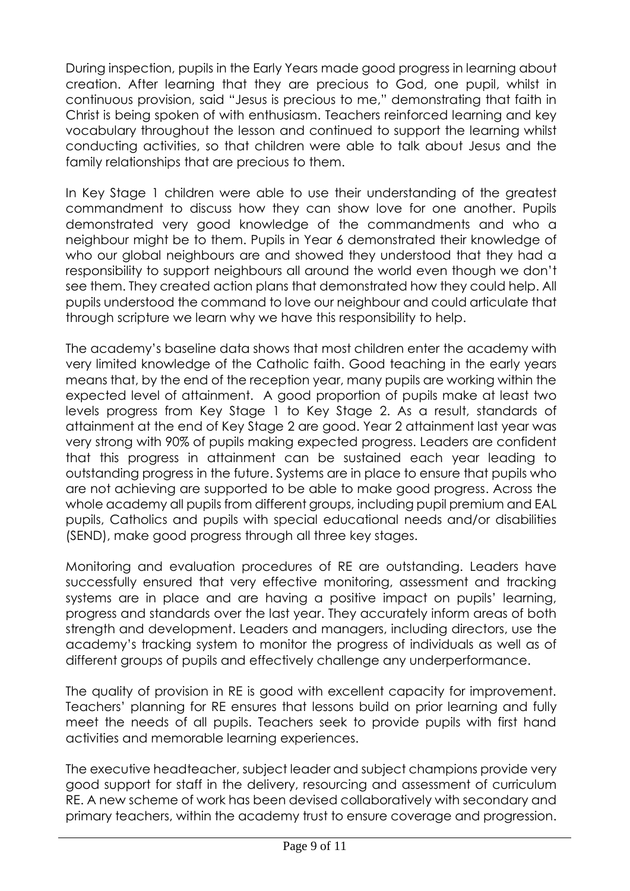During inspection, pupils in the Early Years made good progress in learning about creation. After learning that they are precious to God, one pupil, whilst in continuous provision, said "Jesus is precious to me," demonstrating that faith in Christ is being spoken of with enthusiasm. Teachers reinforced learning and key vocabulary throughout the lesson and continued to support the learning whilst conducting activities, so that children were able to talk about Jesus and the family relationships that are precious to them.

In Key Stage 1 children were able to use their understanding of the greatest commandment to discuss how they can show love for one another. Pupils demonstrated very good knowledge of the commandments and who a neighbour might be to them. Pupils in Year 6 demonstrated their knowledge of who our global neighbours are and showed they understood that they had a responsibility to support neighbours all around the world even though we don't see them. They created action plans that demonstrated how they could help. All pupils understood the command to love our neighbour and could articulate that through scripture we learn why we have this responsibility to help.

The academy's baseline data shows that most children enter the academy with very limited knowledge of the Catholic faith. Good teaching in the early years means that, by the end of the reception year, many pupils are working within the expected level of attainment. A good proportion of pupils make at least two levels progress from Key Stage 1 to Key Stage 2. As a result, standards of attainment at the end of Key Stage 2 are good. Year 2 attainment last year was very strong with 90% of pupils making expected progress. Leaders are confident that this progress in attainment can be sustained each year leading to outstanding progress in the future. Systems are in place to ensure that pupils who are not achieving are supported to be able to make good progress. Across the whole academy all pupils from different groups, including pupil premium and EAL pupils, Catholics and pupils with special educational needs and/or disabilities (SEND), make good progress through all three key stages.

Monitoring and evaluation procedures of RE are outstanding. Leaders have successfully ensured that very effective monitoring, assessment and tracking systems are in place and are having a positive impact on pupils' learning, progress and standards over the last year. They accurately inform areas of both strength and development. Leaders and managers, including directors, use the academy's tracking system to monitor the progress of individuals as well as of different groups of pupils and effectively challenge any underperformance.

The quality of provision in RE is good with excellent capacity for improvement. Teachers' planning for RE ensures that lessons build on prior learning and fully meet the needs of all pupils. Teachers seek to provide pupils with first hand activities and memorable learning experiences.

The executive headteacher, subject leader and subject champions provide very good support for staff in the delivery, resourcing and assessment of curriculum RE. A new scheme of work has been devised collaboratively with secondary and primary teachers, within the academy trust to ensure coverage and progression.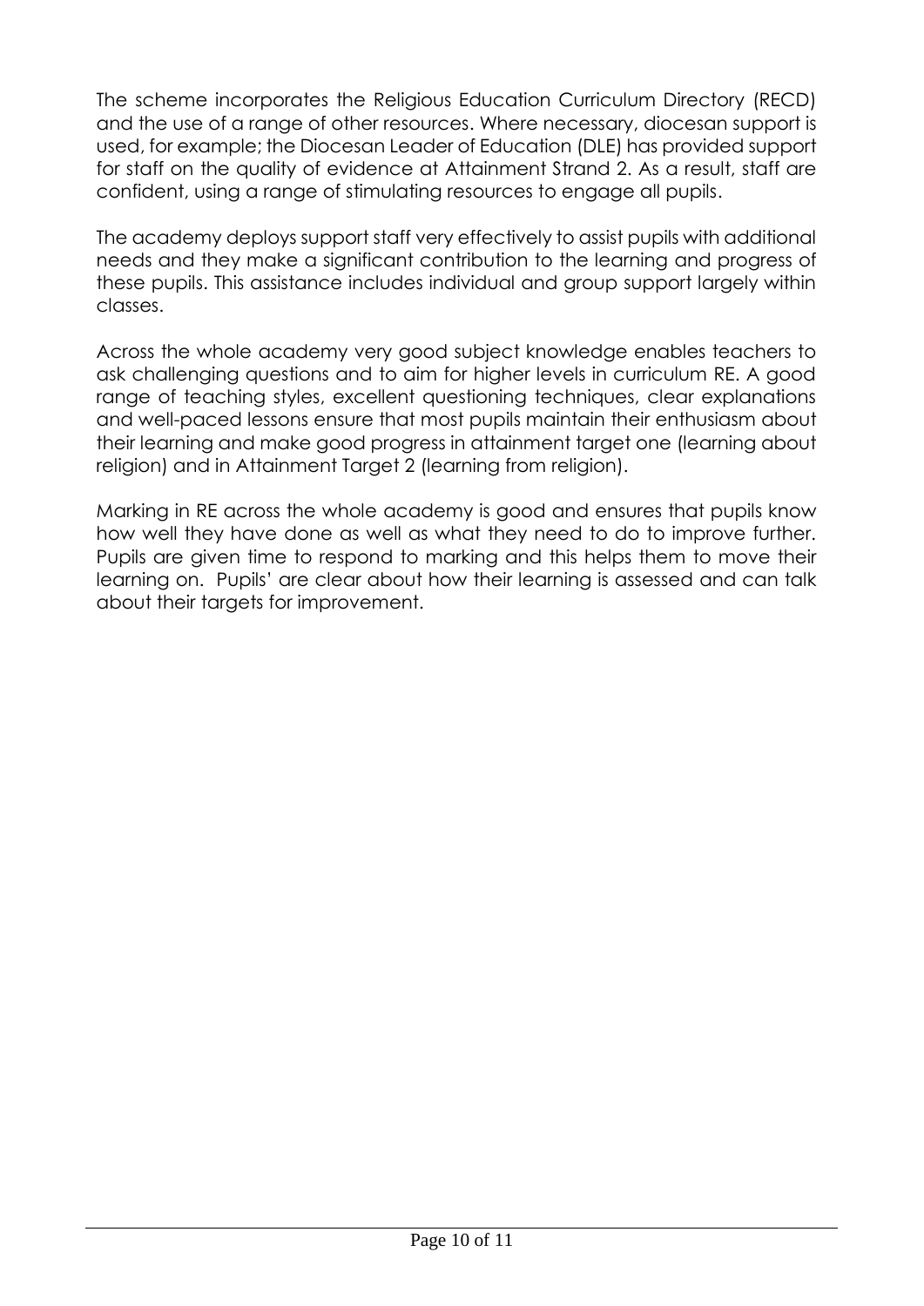The scheme incorporates the Religious Education Curriculum Directory (RECD) and the use of a range of other resources. Where necessary, diocesan support is used, for example; the Diocesan Leader of Education (DLE) has provided support for staff on the quality of evidence at Attainment Strand 2. As a result, staff are confident, using a range of stimulating resources to engage all pupils.

The academy deploys support staff very effectively to assist pupils with additional needs and they make a significant contribution to the learning and progress of these pupils. This assistance includes individual and group support largely within classes.

Across the whole academy very good subject knowledge enables teachers to ask challenging questions and to aim for higher levels in curriculum RE. A good range of teaching styles, excellent questioning techniques, clear explanations and well-paced lessons ensure that most pupils maintain their enthusiasm about their learning and make good progress in attainment target one (learning about religion) and in Attainment Target 2 (learning from religion).

Marking in RE across the whole academy is good and ensures that pupils know how well they have done as well as what they need to do to improve further. Pupils are given time to respond to marking and this helps them to move their learning on. Pupils' are clear about how their learning is assessed and can talk about their targets for improvement.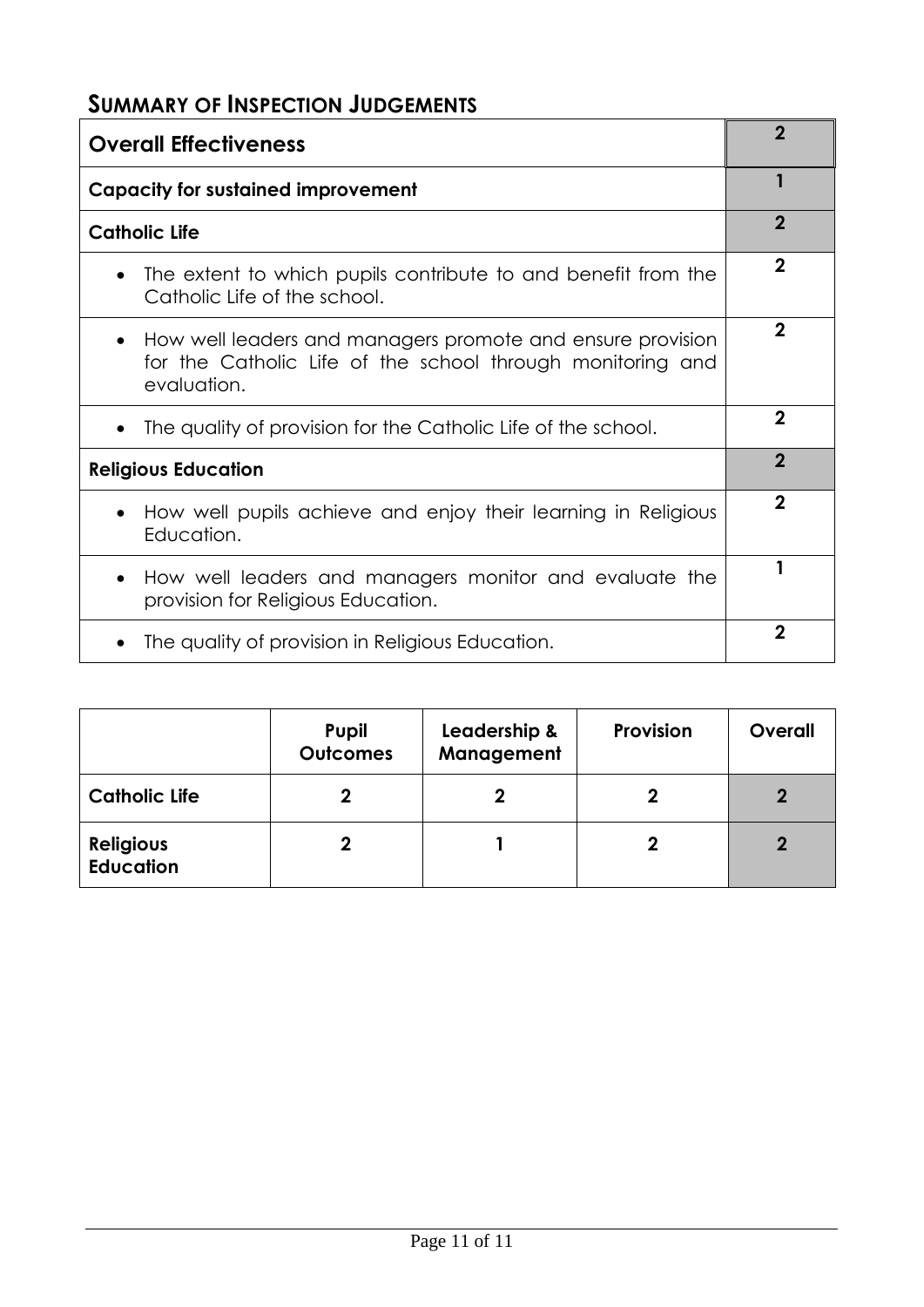## SUMMARY OF INSPECTION JUDGEMENTS

| | |
|---|---|
| **Overall Effectiveness** | **2** |
| **Capacity for sustained improvement** | **1** |
| **Catholic Life** | **2** |
| • The extent to which pupils contribute to and benefit from the Catholic Life of the school. | **2** |
| • How well leaders and managers promote and ensure provision for the Catholic Life of the school through monitoring and evaluation. | **2** |
| • The quality of provision for the Catholic Life of the school. | **2** |
| **Religious Education** | **2** |
| • How well pupils achieve and enjoy their learning in Religious Education. | **2** |
| • How well leaders and managers monitor and evaluate the provision for Religious Education. | **1** |
| • The quality of provision in Religious Education. | **2** |

| | Pupil Outcomes | Leadership & Management | Provision | Overall |
|---|---|---|---|---|
| **Catholic Life** | **2** | **2** | **2** | **2** |
| **Religious Education** | **2** | **1** | **2** | **2** |